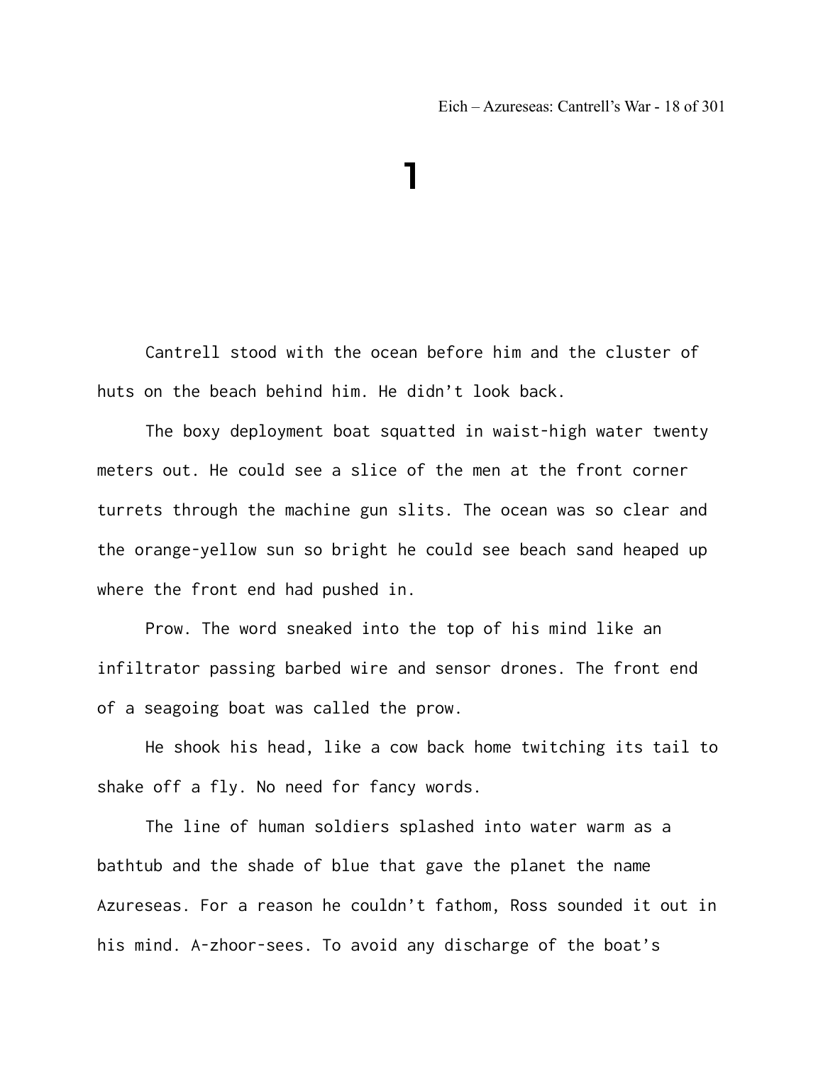# 1

Cantrell stood with the ocean before him and the cluster of huts on the beach behind him. He didn't look back.

The boxy deployment boat squatted in waist-high water twenty meters out. He could see a slice of the men at the front corner turrets through the machine gun slits. The ocean was so clear and the orange-yellow sun so bright he could see beach sand heaped up where the front end had pushed in.

Prow. The word sneaked into the top of his mind like an infiltrator passing barbed wire and sensor drones. The front end of a seagoing boat was called the prow.

He shook his head, like a cow back home twitching its tail to shake off a fly. No need for fancy words.

The line of human soldiers splashed into water warm as a bathtub and the shade of blue that gave the planet the name Azureseas. For a reason he couldn't fathom, Ross sounded it out in his mind. A-zhoor-sees. To avoid any discharge of the boat's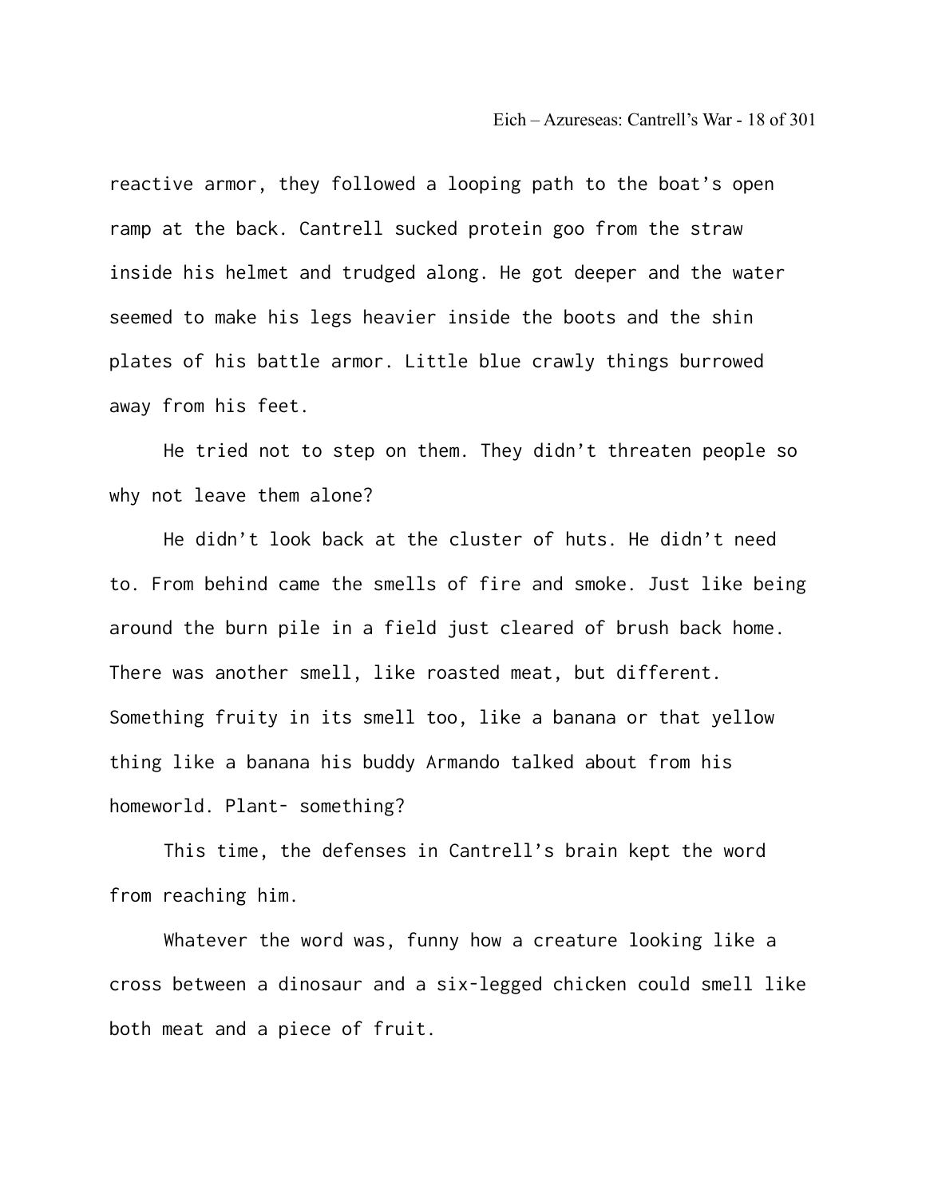reactive armor, they followed a looping path to the boat's open ramp at the back. Cantrell sucked protein goo from the straw inside his helmet and trudged along. He got deeper and the water seemed to make his legs heavier inside the boots and the shin plates of his battle armor. Little blue crawly things burrowed away from his feet.

He tried not to step on them. They didn't threaten people so why not leave them alone?

He didn't look back at the cluster of huts. He didn't need to. From behind came the smells of fire and smoke. Just like being around the burn pile in a field just cleared of brush back home. There was another smell, like roasted meat, but different. Something fruity in its smell too, like a banana or that yellow thing like a banana his buddy Armando talked about from his homeworld. Plant- something?

This time, the defenses in Cantrell's brain kept the word from reaching him.

Whatever the word was, funny how a creature looking like a cross between a dinosaur and a six-legged chicken could smell like both meat and a piece of fruit.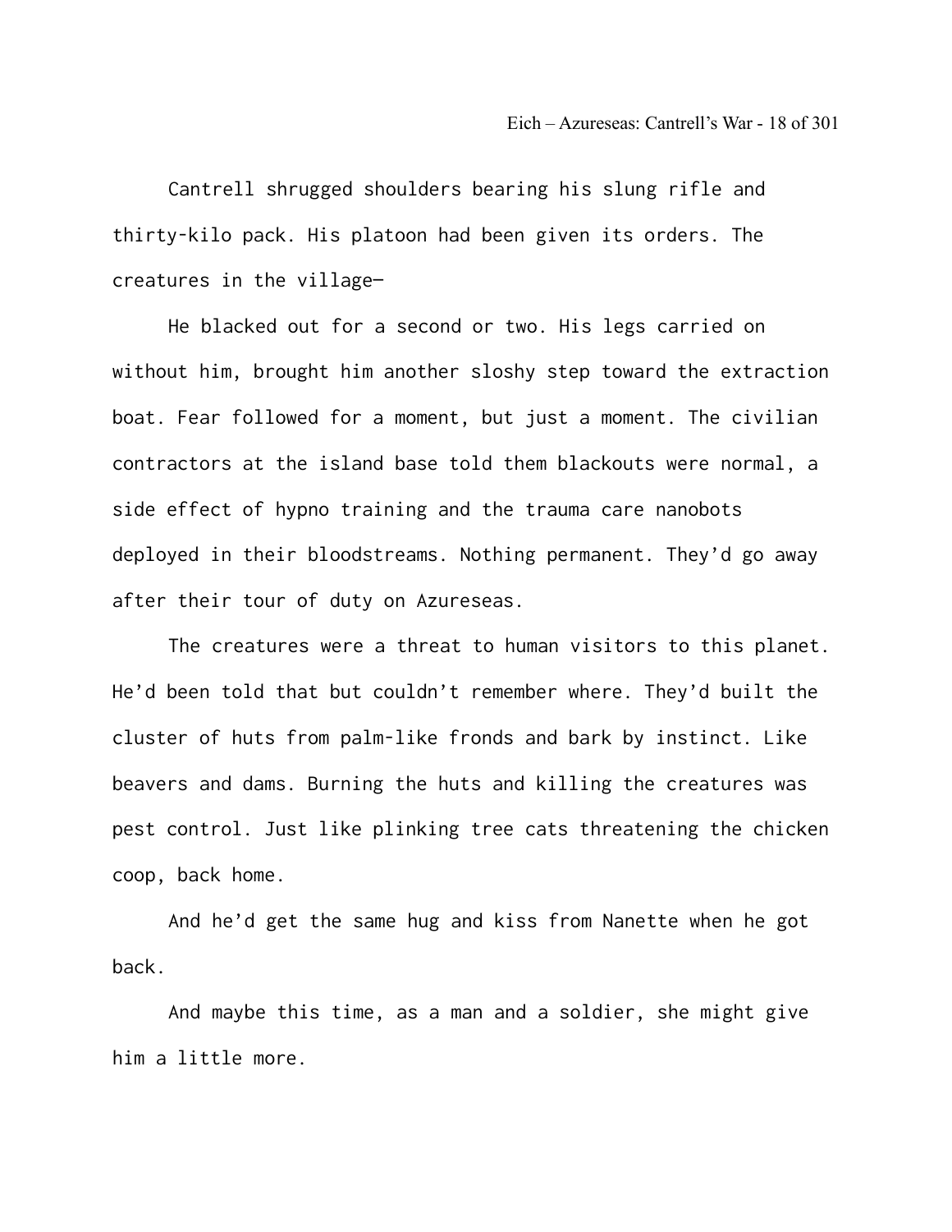Cantrell shrugged shoulders bearing his slung rifle and thirty-kilo pack. His platoon had been given its orders. The creatures in the village—

He blacked out for a second or two. His legs carried on without him, brought him another sloshy step toward the extraction boat. Fear followed for a moment, but just a moment. The civilian contractors at the island base told them blackouts were normal, a side effect of hypno training and the trauma care nanobots deployed in their bloodstreams. Nothing permanent. They'd go away after their tour of duty on Azureseas.

The creatures were a threat to human visitors to this planet. He'd been told that but couldn't remember where. They'd built the cluster of huts from palm-like fronds and bark by instinct. Like beavers and dams. Burning the huts and killing the creatures was pest control. Just like plinking tree cats threatening the chicken coop, back home.

And he'd get the same hug and kiss from Nanette when he got back.

And maybe this time, as a man and a soldier, she might give him a little more.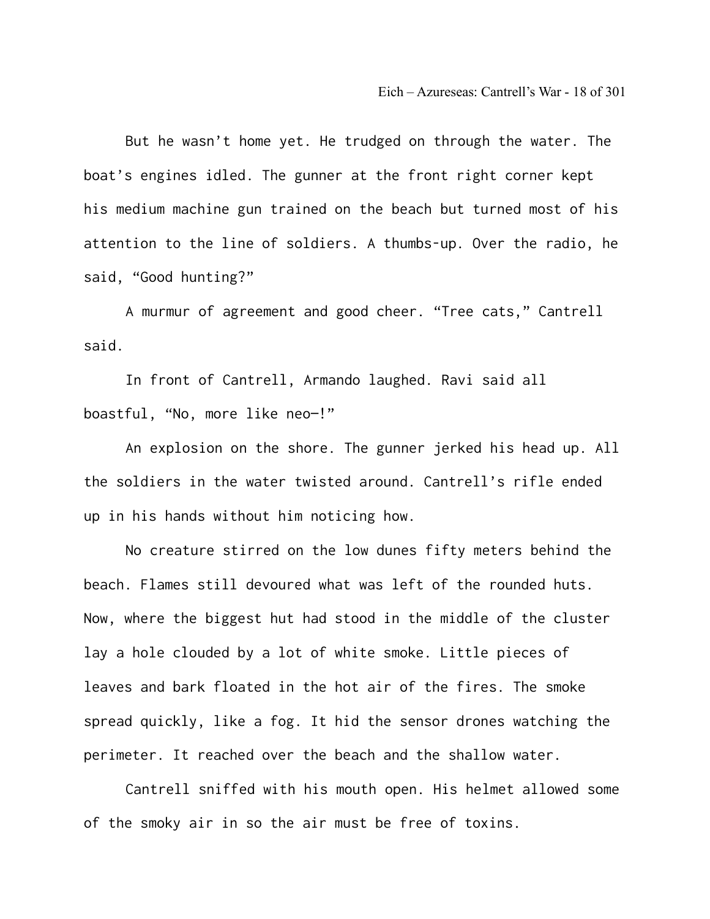But he wasn't home yet. He trudged on through the water. The boat's engines idled. The gunner at the front right corner kept his medium machine gun trained on the beach but turned most of his attention to the line of soldiers. A thumbs-up. Over the radio, he said, "Good hunting?"

A murmur of agreement and good cheer. "Tree cats," Cantrell said.

In front of Cantrell, Armando laughed. Ravi said all boastful, "No, more like neo—!"

An explosion on the shore. The gunner jerked his head up. All the soldiers in the water twisted around. Cantrell's rifle ended up in his hands without him noticing how.

No creature stirred on the low dunes fifty meters behind the beach. Flames still devoured what was left of the rounded huts. Now, where the biggest hut had stood in the middle of the cluster lay a hole clouded by a lot of white smoke. Little pieces of leaves and bark floated in the hot air of the fires. The smoke spread quickly, like a fog. It hid the sensor drones watching the perimeter. It reached over the beach and the shallow water.

Cantrell sniffed with his mouth open. His helmet allowed some of the smoky air in so the air must be free of toxins.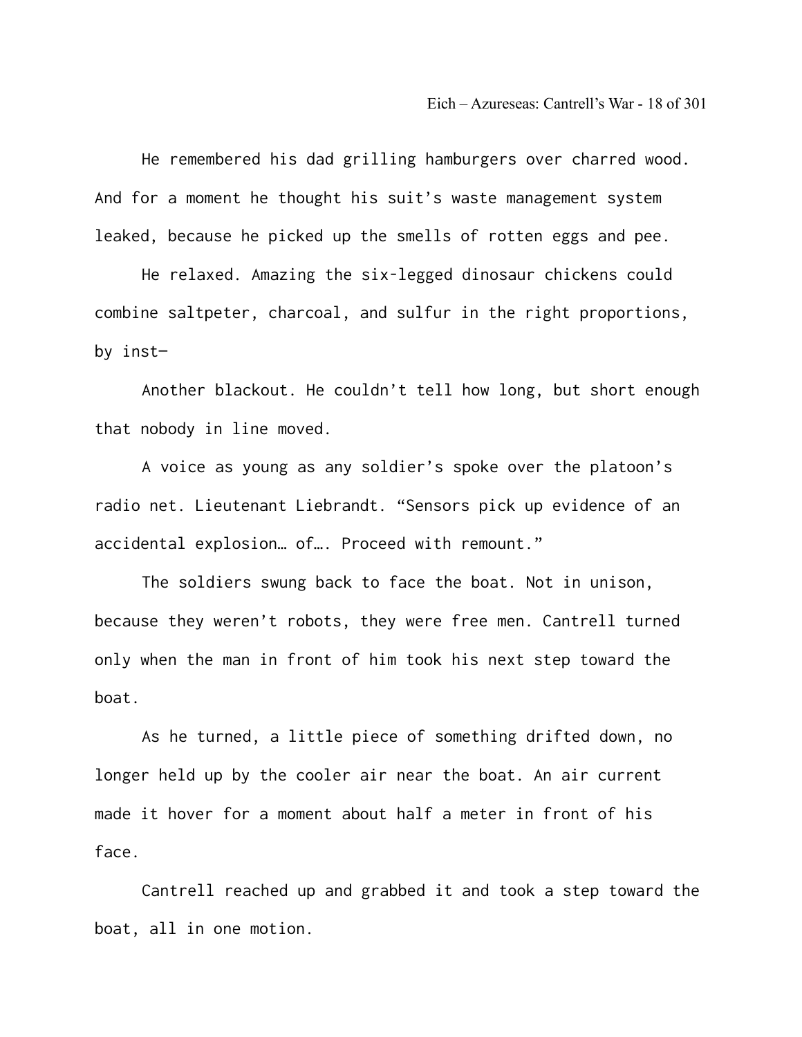He remembered his dad grilling hamburgers over charred wood. And for a moment he thought his suit's waste management system leaked, because he picked up the smells of rotten eggs and pee.

He relaxed. Amazing the six-legged dinosaur chickens could combine saltpeter, charcoal, and sulfur in the right proportions, by inst—

Another blackout. He couldn't tell how long, but short enough that nobody in line moved.

A voice as young as any soldier's spoke over the platoon's radio net. Lieutenant Liebrandt. "Sensors pick up evidence of an accidental explosion… of…. Proceed with remount."

The soldiers swung back to face the boat. Not in unison, because they weren't robots, they were free men. Cantrell turned only when the man in front of him took his next step toward the boat.

As he turned, a little piece of something drifted down, no longer held up by the cooler air near the boat. An air current made it hover for a moment about half a meter in front of his face.

Cantrell reached up and grabbed it and took a step toward the boat, all in one motion.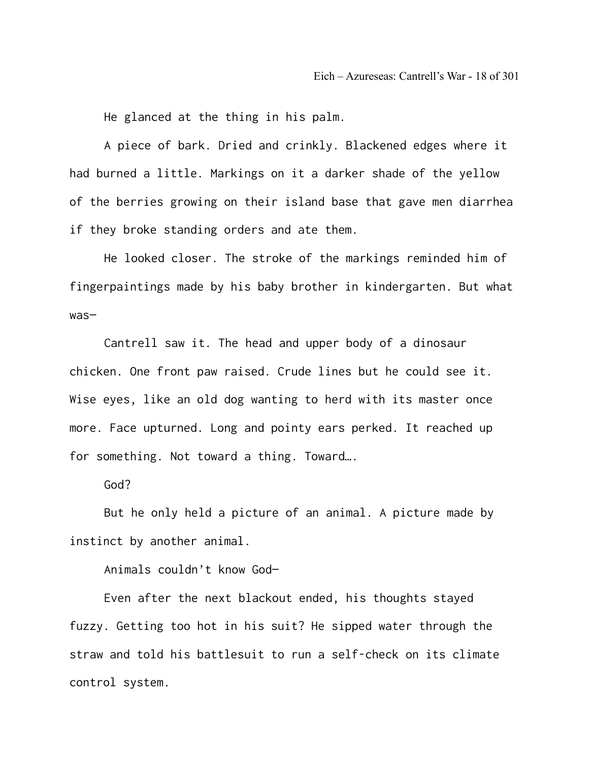He glanced at the thing in his palm.

A piece of bark. Dried and crinkly. Blackened edges where it had burned a little. Markings on it a darker shade of the yellow of the berries growing on their island base that gave men diarrhea if they broke standing orders and ate them.

He looked closer. The stroke of the markings reminded him of fingerpaintings made by his baby brother in kindergarten. But what was—

Cantrell saw it. The head and upper body of a dinosaur chicken. One front paw raised. Crude lines but he could see it. Wise eyes, like an old dog wanting to herd with its master once more. Face upturned. Long and pointy ears perked. It reached up for something. Not toward a thing. Toward….

God?

But he only held a picture of an animal. A picture made by instinct by another animal.

Animals couldn't know God—

Even after the next blackout ended, his thoughts stayed fuzzy. Getting too hot in his suit? He sipped water through the straw and told his battlesuit to run a self-check on its climate control system.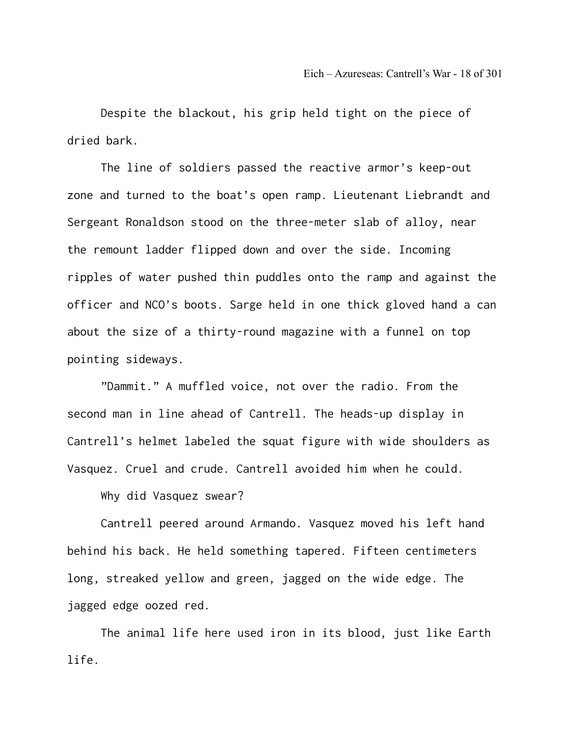Despite the blackout, his grip held tight on the piece of dried bark.

The line of soldiers passed the reactive armor's keep-out zone and turned to the boat's open ramp. Lieutenant Liebrandt and Sergeant Ronaldson stood on the three-meter slab of alloy, near the remount ladder flipped down and over the side. Incoming ripples of water pushed thin puddles onto the ramp and against the officer and NCO's boots. Sarge held in one thick gloved hand a can about the size of a thirty-round magazine with a funnel on top pointing sideways.

"Dammit." A muffled voice, not over the radio. From the second man in line ahead of Cantrell. The heads-up display in Cantrell's helmet labeled the squat figure with wide shoulders as Vasquez. Cruel and crude. Cantrell avoided him when he could.

Why did Vasquez swear?

Cantrell peered around Armando. Vasquez moved his left hand behind his back. He held something tapered. Fifteen centimeters long, streaked yellow and green, jagged on the wide edge. The jagged edge oozed red.

The animal life here used iron in its blood, just like Earth life.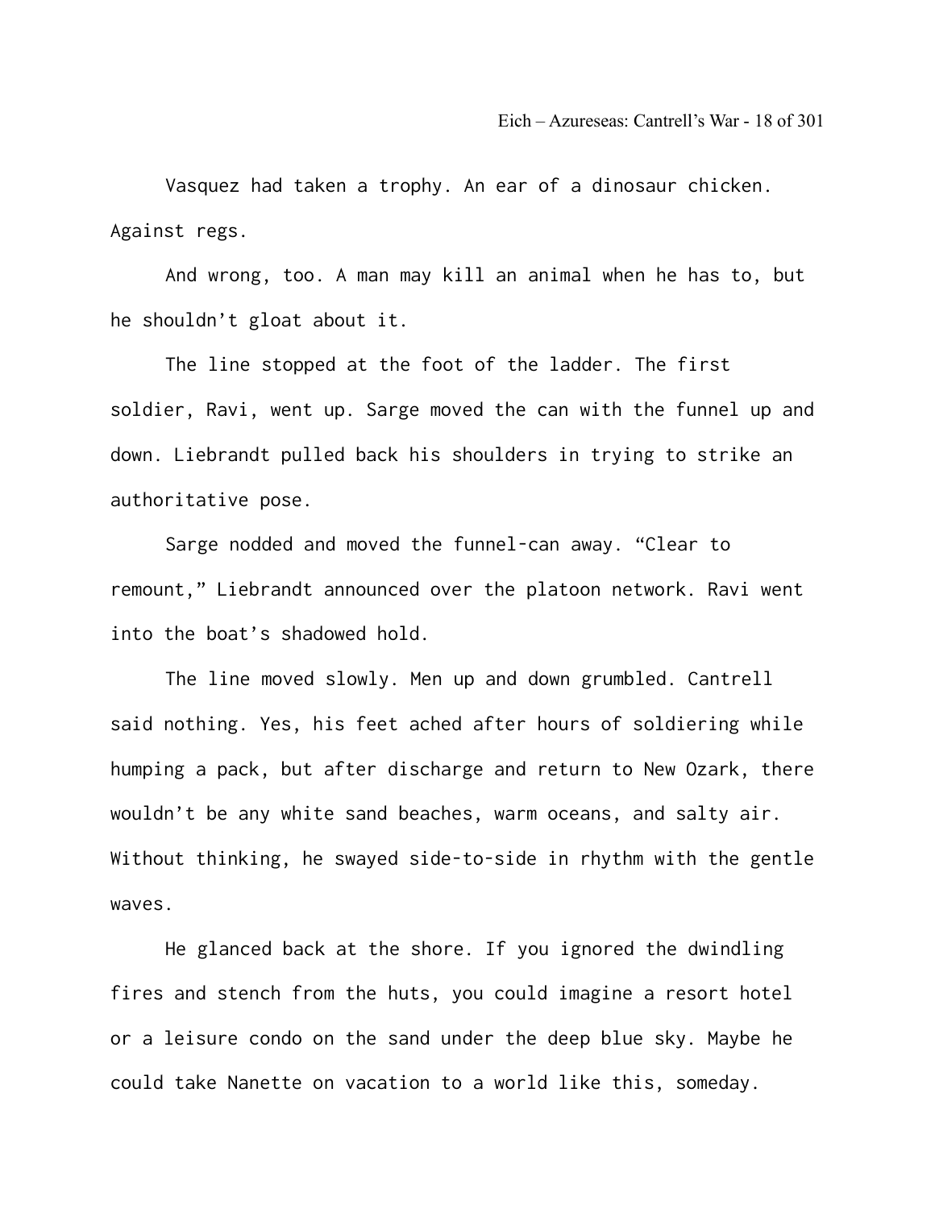Vasquez had taken a trophy. An ear of a dinosaur chicken. Against regs.

And wrong, too. A man may kill an animal when he has to, but he shouldn't gloat about it.

The line stopped at the foot of the ladder. The first soldier, Ravi, went up. Sarge moved the can with the funnel up and down. Liebrandt pulled back his shoulders in trying to strike an authoritative pose.

Sarge nodded and moved the funnel-can away. "Clear to remount," Liebrandt announced over the platoon network. Ravi went into the boat's shadowed hold.

The line moved slowly. Men up and down grumbled. Cantrell said nothing. Yes, his feet ached after hours of soldiering while humping a pack, but after discharge and return to New Ozark, there wouldn't be any white sand beaches, warm oceans, and salty air. Without thinking, he swayed side-to-side in rhythm with the gentle waves.

He glanced back at the shore. If you ignored the dwindling fires and stench from the huts, you could imagine a resort hotel or a leisure condo on the sand under the deep blue sky. Maybe he could take Nanette on vacation to a world like this, someday.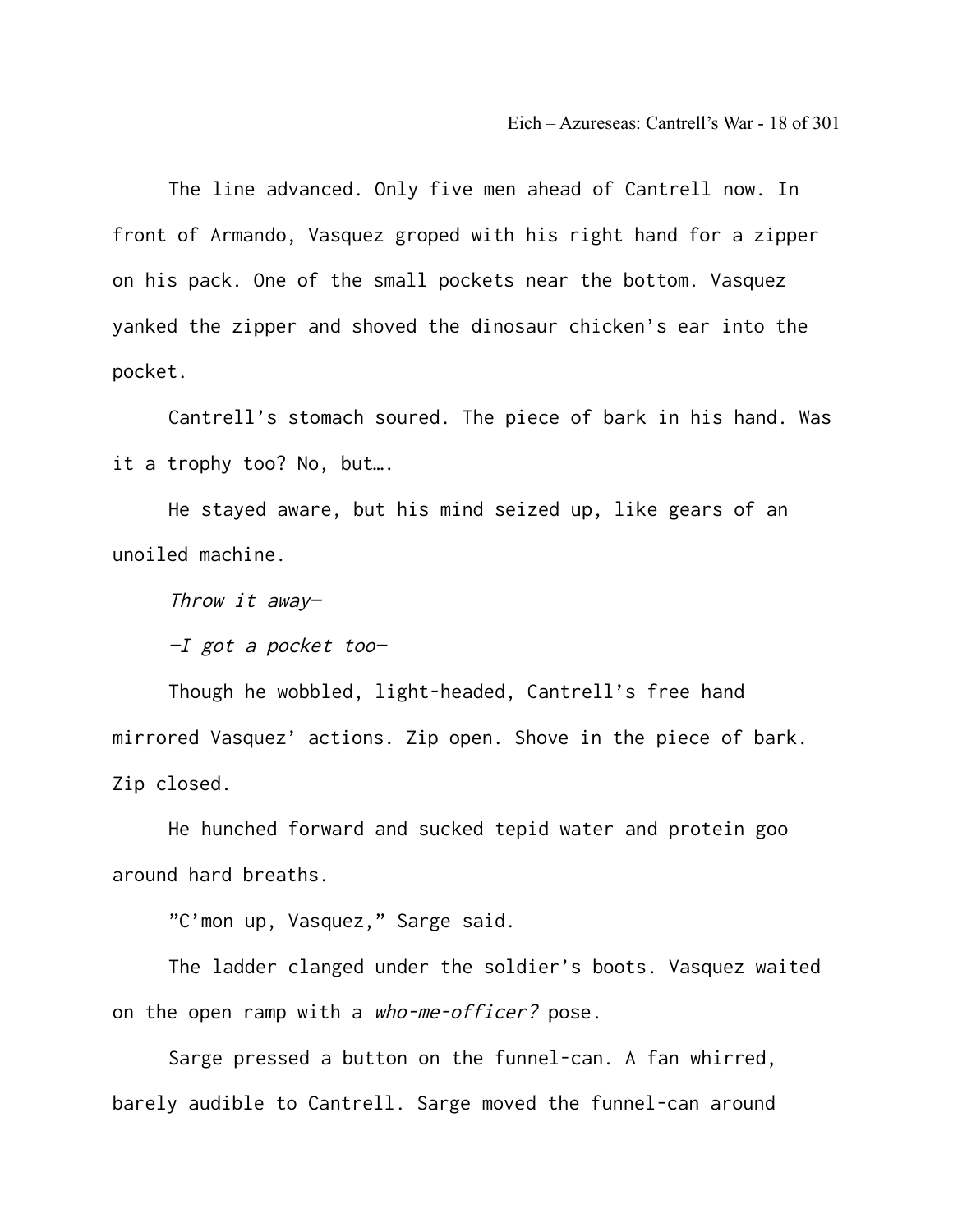The line advanced. Only five men ahead of Cantrell now. In front of Armando, Vasquez groped with his right hand for a zipper on his pack. One of the small pockets near the bottom. Vasquez yanked the zipper and shoved the dinosaur chicken's ear into the pocket.

Cantrell's stomach soured. The piece of bark in his hand. Was it a trophy too? No, but….

He stayed aware, but his mind seized up, like gears of an unoiled machine.

*Throw it away—*

*—I got a pocket too—*

Though he wobbled, light-headed, Cantrell's free hand mirrored Vasquez' actions. Zip open. Shove in the piece of bark. Zip closed.

He hunched forward and sucked tepid water and protein goo around hard breaths.

"C'mon up, Vasquez," Sarge said.

The ladder clanged under the soldier's boots. Vasquez waited on the open ramp with a *who-me-officer?* pose.

Sarge pressed a button on the funnel-can. A fan whirred, barely audible to Cantrell. Sarge moved the funnel-can around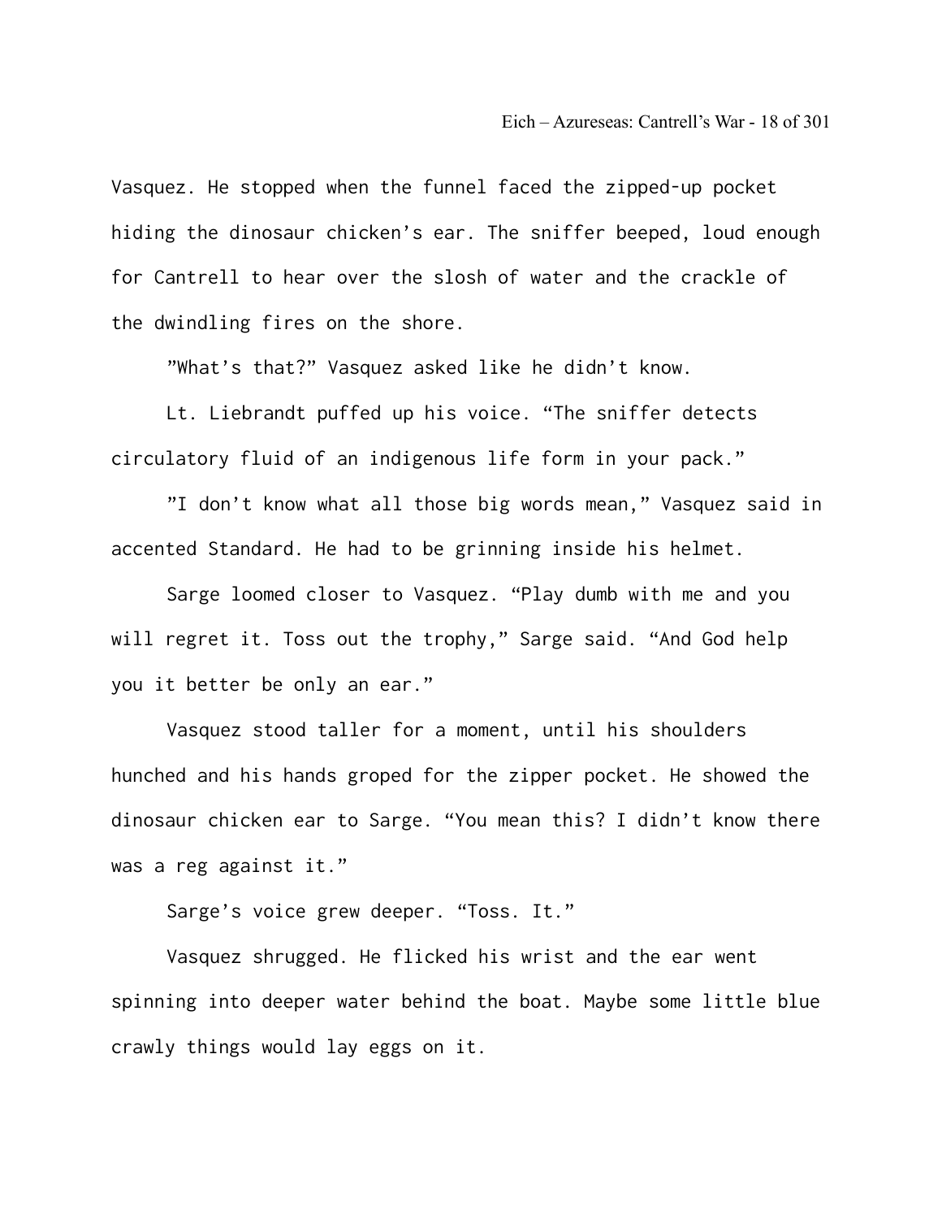Vasquez. He stopped when the funnel faced the zipped-up pocket hiding the dinosaur chicken's ear. The sniffer beeped, loud enough for Cantrell to hear over the slosh of water and the crackle of the dwindling fires on the shore.

"What's that?" Vasquez asked like he didn't know.

Lt. Liebrandt puffed up his voice. "The sniffer detects circulatory fluid of an indigenous life form in your pack."

"I don't know what all those big words mean," Vasquez said in accented Standard. He had to be grinning inside his helmet.

Sarge loomed closer to Vasquez. "Play dumb with me and you will regret it. Toss out the trophy," Sarge said. "And God help you it better be only an ear."

Vasquez stood taller for a moment, until his shoulders hunched and his hands groped for the zipper pocket. He showed the dinosaur chicken ear to Sarge. "You mean this? I didn't know there was a reg against it."

Sarge's voice grew deeper. "Toss. It."

Vasquez shrugged. He flicked his wrist and the ear went spinning into deeper water behind the boat. Maybe some little blue crawly things would lay eggs on it.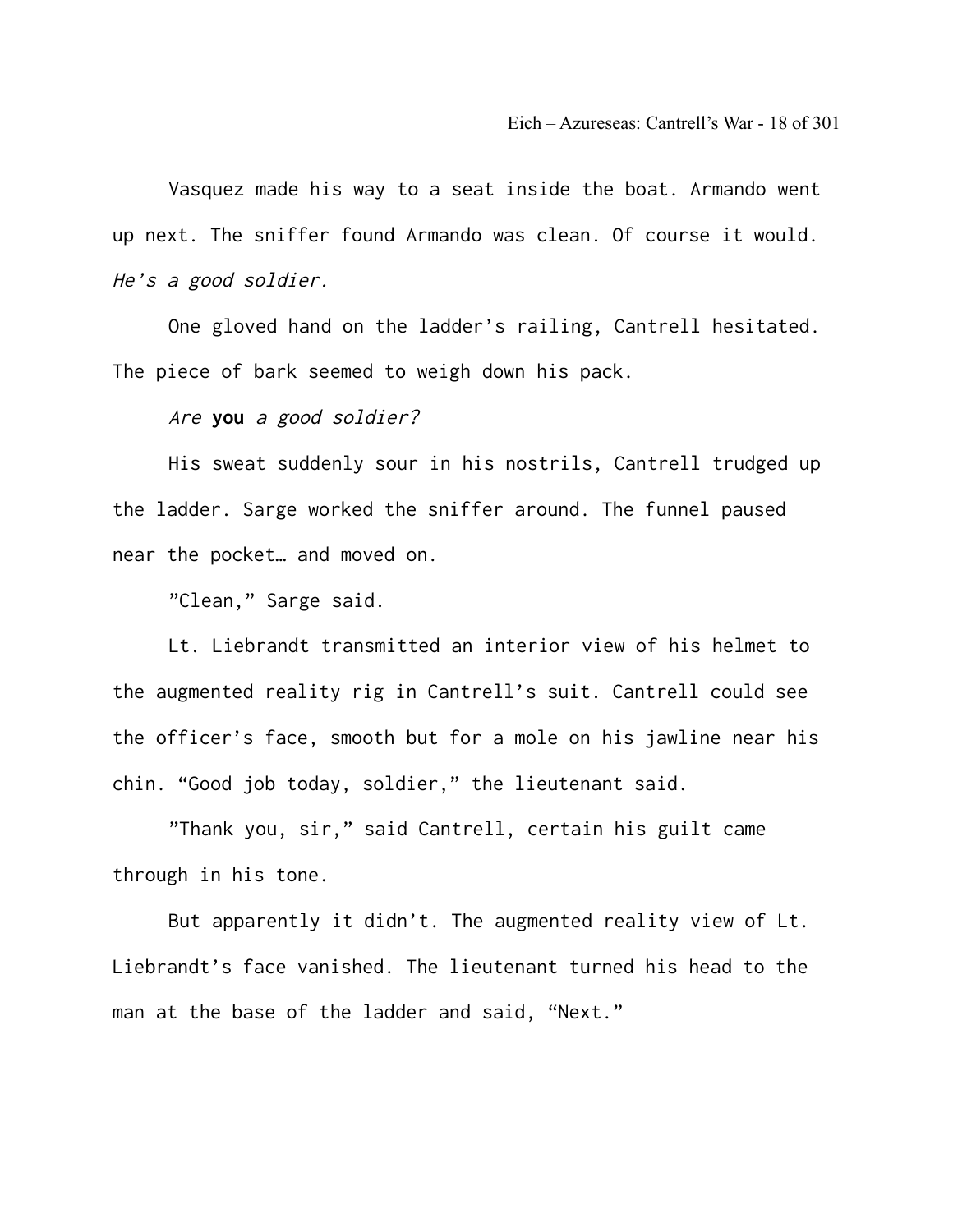Vasquez made his way to a seat inside the boat. Armando went up next. The sniffer found Armando was clean. Of course it would. *He's a good soldier.*

One gloved hand on the ladder's railing, Cantrell hesitated. The piece of bark seemed to weigh down his pack.

*Are* **you** *a good soldier?*

His sweat suddenly sour in his nostrils, Cantrell trudged up the ladder. Sarge worked the sniffer around. The funnel paused near the pocket… and moved on.

"Clean," Sarge said.

Lt. Liebrandt transmitted an interior view of his helmet to the augmented reality rig in Cantrell's suit. Cantrell could see the officer's face, smooth but for a mole on his jawline near his chin. "Good job today, soldier," the lieutenant said.

"Thank you, sir," said Cantrell, certain his guilt came through in his tone.

But apparently it didn't. The augmented reality view of Lt. Liebrandt's face vanished. The lieutenant turned his head to the man at the base of the ladder and said, "Next."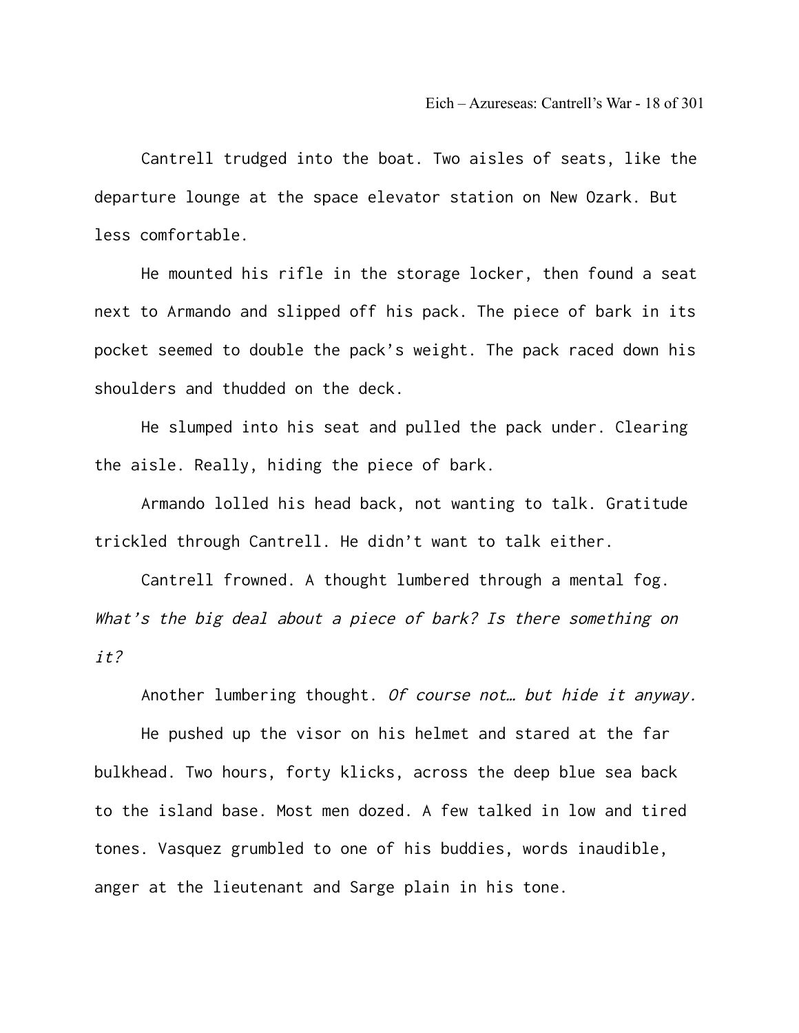Cantrell trudged into the boat. Two aisles of seats, like the departure lounge at the space elevator station on New Ozark. But less comfortable.

He mounted his rifle in the storage locker, then found a seat next to Armando and slipped off his pack. The piece of bark in its pocket seemed to double the pack's weight. The pack raced down his shoulders and thudded on the deck.

He slumped into his seat and pulled the pack under. Clearing the aisle. Really, hiding the piece of bark.

Armando lolled his head back, not wanting to talk. Gratitude trickled through Cantrell. He didn't want to talk either.

Cantrell frowned. A thought lumbered through a mental fog. *What's the big deal about a piece of bark? Is there something on it?*

Another lumbering thought. *Of course not… but hide it anyway.*

He pushed up the visor on his helmet and stared at the far bulkhead. Two hours, forty klicks, across the deep blue sea back to the island base. Most men dozed. A few talked in low and tired tones. Vasquez grumbled to one of his buddies, words inaudible, anger at the lieutenant and Sarge plain in his tone.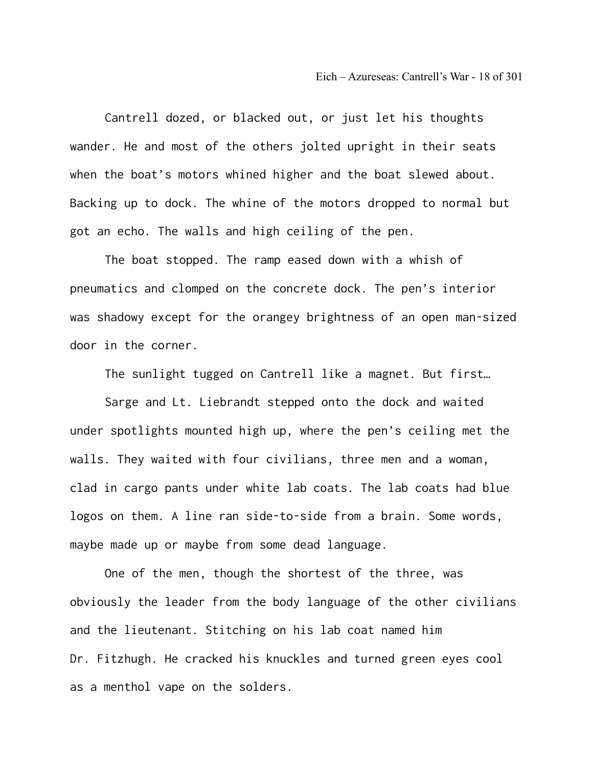Cantrell dozed, or blacked out, or just let his thoughts wander. He and most of the others jolted upright in their seats when the boat's motors whined higher and the boat slewed about. Backing up to dock. The whine of the motors dropped to normal but got an echo. The walls and high ceiling of the pen.

The boat stopped. The ramp eased down with a whish of pneumatics and clomped on the concrete dock. The pen's interior was shadowy except for the orangey brightness of an open man-sized door in the corner.

The sunlight tugged on Cantrell like a magnet. But first…

Sarge and Lt. Liebrandt stepped onto the dock and waited under spotlights mounted high up, where the pen's ceiling met the walls. They waited with four civilians, three men and a woman, clad in cargo pants under white lab coats. The lab coats had blue logos on them. A line ran side-to-side from a brain. Some words, maybe made up or maybe from some dead language.

One of the men, though the shortest of the three, was obviously the leader from the body language of the other civilians and the lieutenant. Stitching on his lab coat named him Dr. Fitzhugh. He cracked his knuckles and turned green eyes cool as a menthol vape on the solders.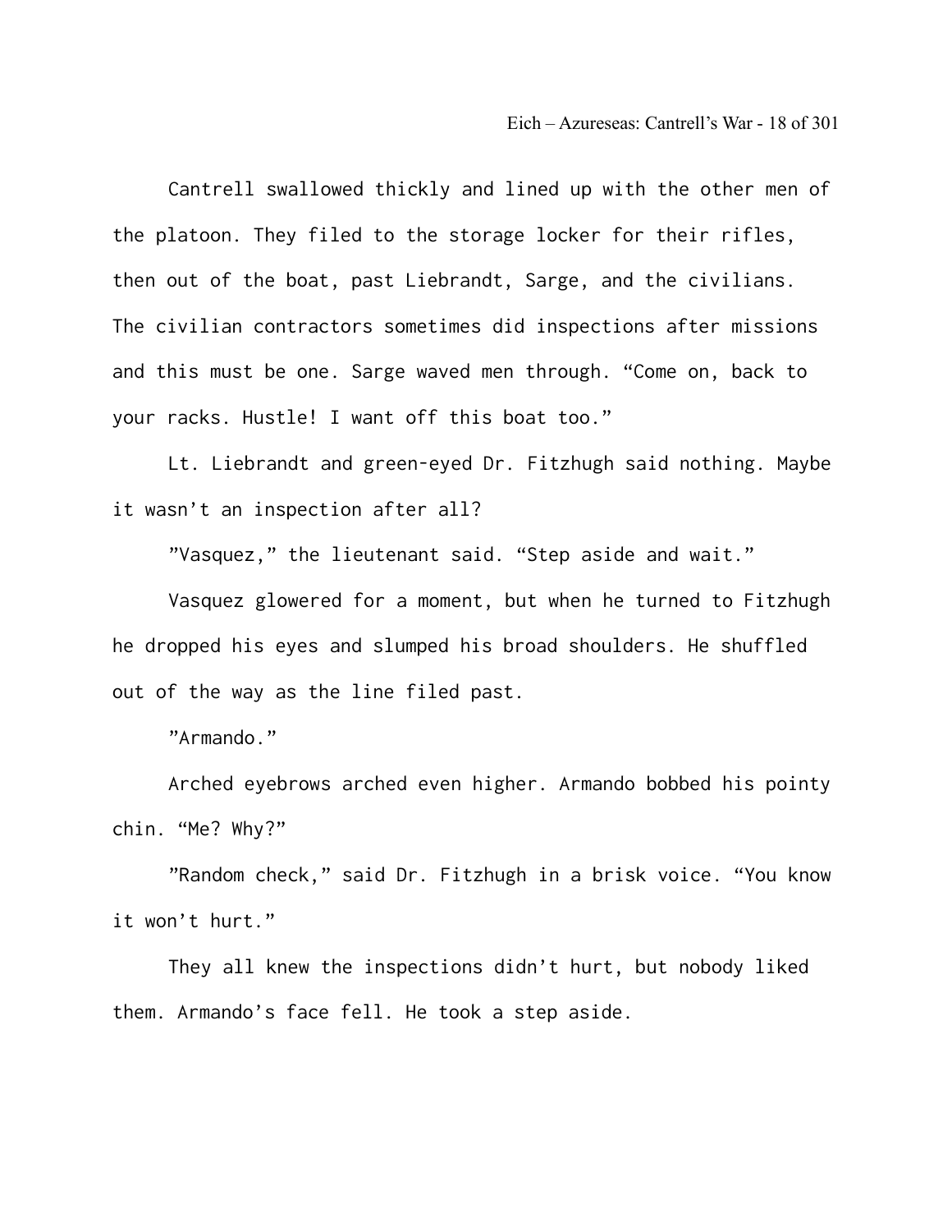Cantrell swallowed thickly and lined up with the other men of the platoon. They filed to the storage locker for their rifles, then out of the boat, past Liebrandt, Sarge, and the civilians. The civilian contractors sometimes did inspections after missions and this must be one. Sarge waved men through. “Come on, back to your racks. Hustle! I want off this boat too.”

Lt. Liebrandt and green-eyed Dr. Fitzhugh said nothing. Maybe it wasn’t an inspection after all?

”Vasquez,” the lieutenant said. “Step aside and wait.”

Vasquez glowered for a moment, but when he turned to Fitzhugh he dropped his eyes and slumped his broad shoulders. He shuffled out of the way as the line filed past.

”Armando.”

Arched eyebrows arched even higher. Armando bobbed his pointy chin. “Me? Why?”

”Random check,” said Dr. Fitzhugh in a brisk voice. “You know it won’t hurt.”

They all knew the inspections didn’t hurt, but nobody liked them. Armando’s face fell. He took a step aside.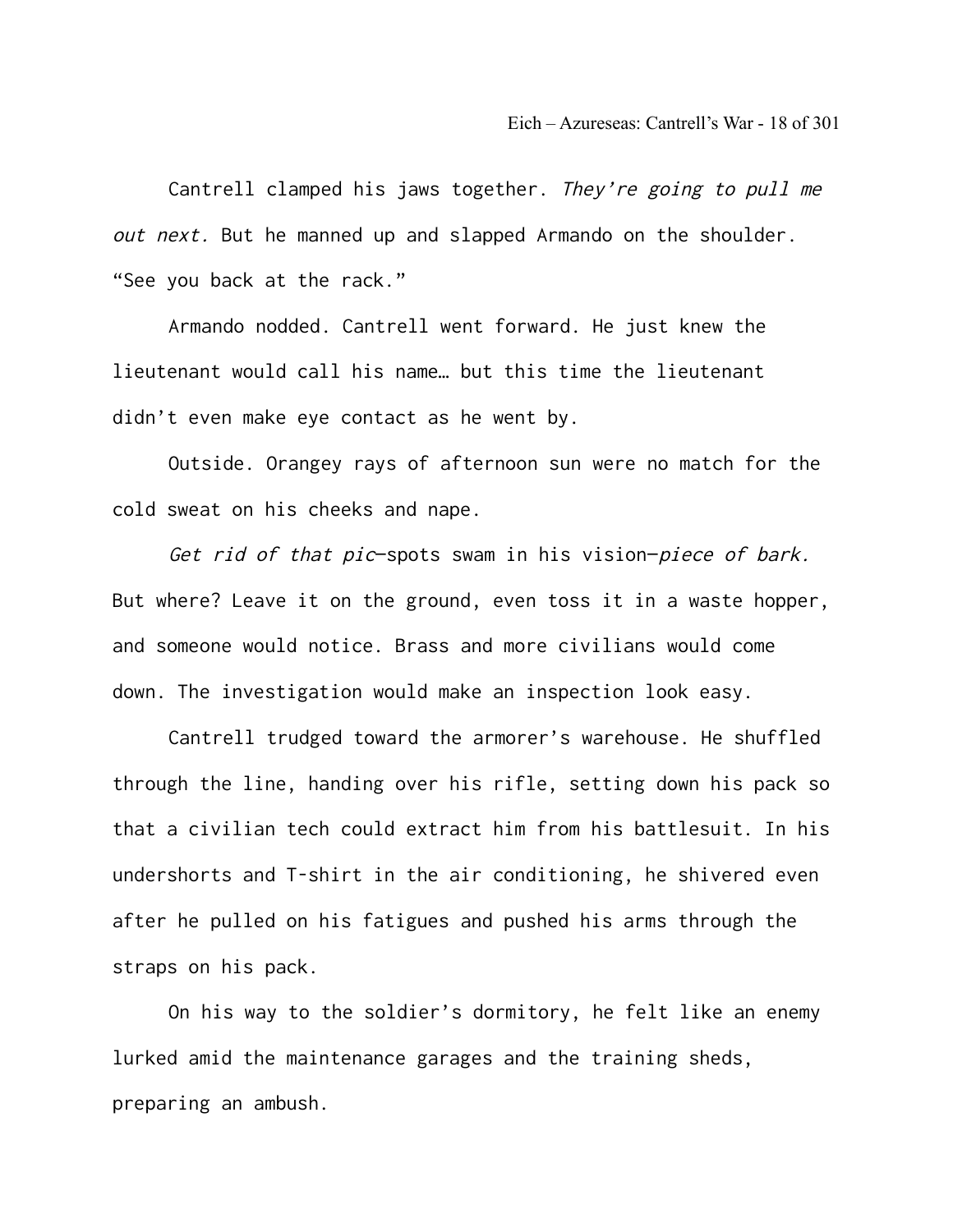Cantrell clamped his jaws together. *They're going to pull me out next.* But he manned up and slapped Armando on the shoulder. "See you back at the rack."

Armando nodded. Cantrell went forward. He just knew the lieutenant would call his name… but this time the lieutenant didn't even make eye contact as he went by.

Outside. Orangey rays of afternoon sun were no match for the cold sweat on his cheeks and nape.

*Get rid of that pic*—spots swam in his vision—*piece of bark.* But where? Leave it on the ground, even toss it in a waste hopper, and someone would notice. Brass and more civilians would come down. The investigation would make an inspection look easy.

Cantrell trudged toward the armorer's warehouse. He shuffled through the line, handing over his rifle, setting down his pack so that a civilian tech could extract him from his battlesuit. In his undershorts and T-shirt in the air conditioning, he shivered even after he pulled on his fatigues and pushed his arms through the straps on his pack.

On his way to the soldier's dormitory, he felt like an enemy lurked amid the maintenance garages and the training sheds, preparing an ambush.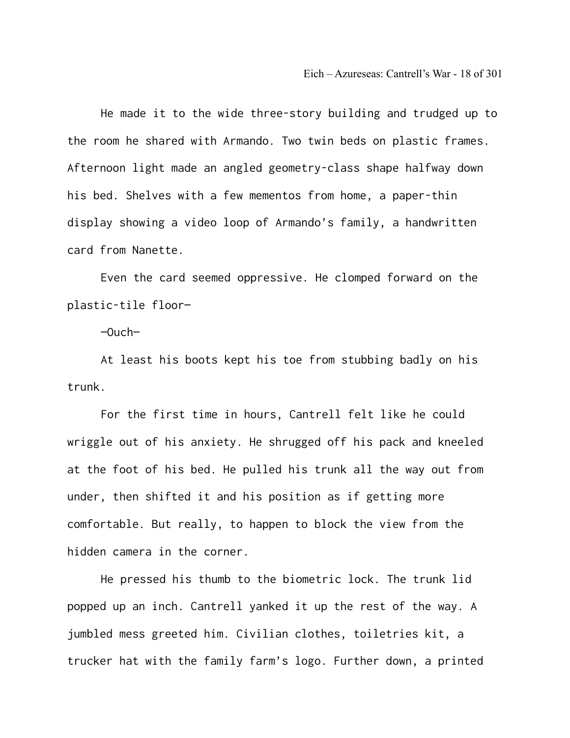He made it to the wide three-story building and trudged up to the room he shared with Armando. Two twin beds on plastic frames. Afternoon light made an angled geometry-class shape halfway down his bed. Shelves with a few mementos from home, a paper-thin display showing a video loop of Armando's family, a handwritten card from Nanette.

Even the card seemed oppressive. He clomped forward on the plastic-tile floor—

—Ouch—

At least his boots kept his toe from stubbing badly on his trunk.

For the first time in hours, Cantrell felt like he could wriggle out of his anxiety. He shrugged off his pack and kneeled at the foot of his bed. He pulled his trunk all the way out from under, then shifted it and his position as if getting more comfortable. But really, to happen to block the view from the hidden camera in the corner.

He pressed his thumb to the biometric lock. The trunk lid popped up an inch. Cantrell yanked it up the rest of the way. A jumbled mess greeted him. Civilian clothes, toiletries kit, a trucker hat with the family farm's logo. Further down, a printed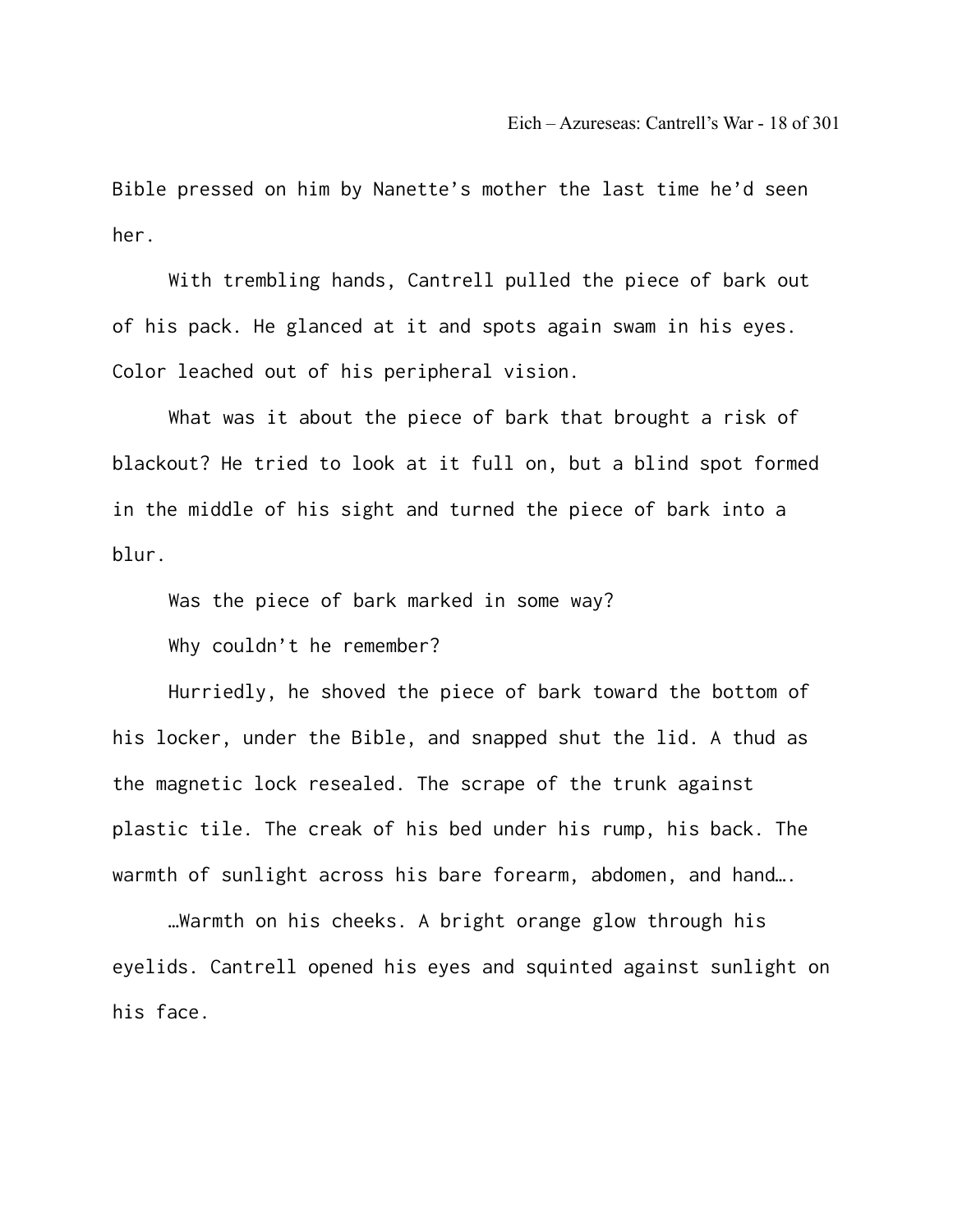Bible pressed on him by Nanette's mother the last time he'd seen her.

With trembling hands, Cantrell pulled the piece of bark out of his pack. He glanced at it and spots again swam in his eyes. Color leached out of his peripheral vision.

What was it about the piece of bark that brought a risk of blackout? He tried to look at it full on, but a blind spot formed in the middle of his sight and turned the piece of bark into a blur.

Was the piece of bark marked in some way?

Why couldn't he remember?

Hurriedly, he shoved the piece of bark toward the bottom of his locker, under the Bible, and snapped shut the lid. A thud as the magnetic lock resealed. The scrape of the trunk against plastic tile. The creak of his bed under his rump, his back. The warmth of sunlight across his bare forearm, abdomen, and hand….

…Warmth on his cheeks. A bright orange glow through his eyelids. Cantrell opened his eyes and squinted against sunlight on his face.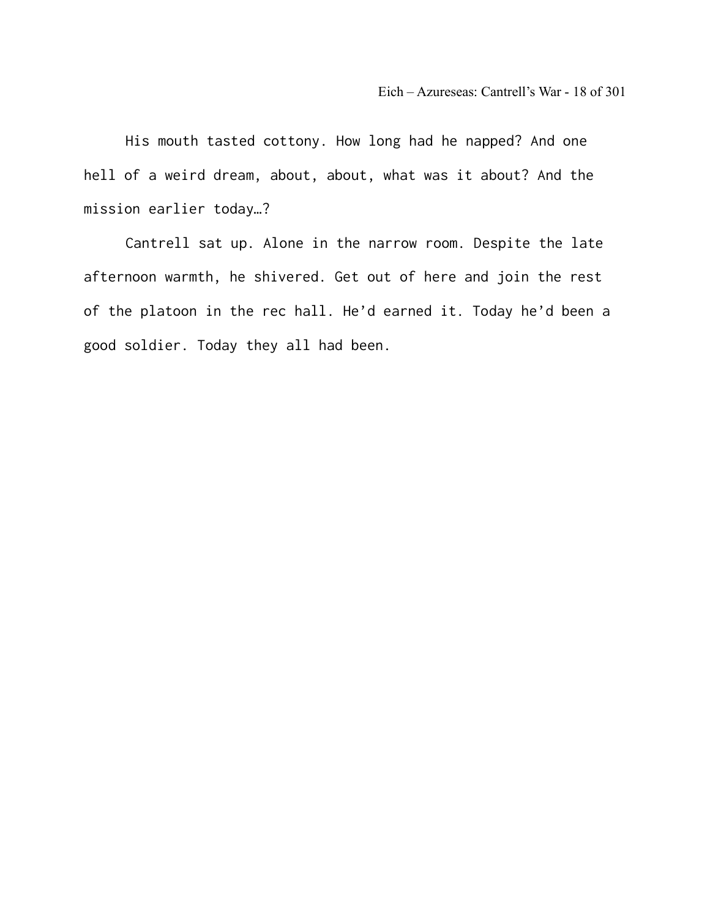His mouth tasted cottony. How long had he napped? And one hell of a weird dream, about, about, what was it about? And the mission earlier today…?

Cantrell sat up. Alone in the narrow room. Despite the late afternoon warmth, he shivered. Get out of here and join the rest of the platoon in the rec hall. He'd earned it. Today he'd been a good soldier. Today they all had been.